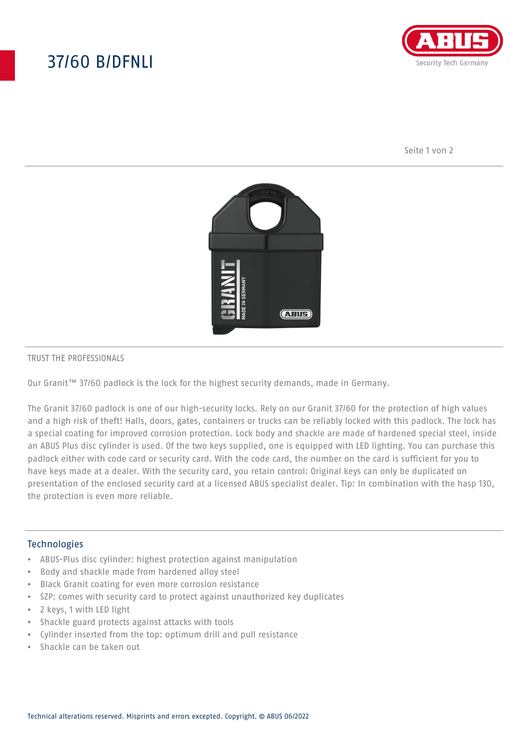# 37/60 B/DFNLI

TRUST THE PROFESSIONALS

Our Granit™ 37/60 padlock is the lock for the highest security demands, made in Germany.

The Granit 37/60 padlock is one of our high-security locks. Rely on our Granit 37/60 for the protection of high values and a high risk of theft! Halls, doors, gates, containers or trucks can be reliably locked with this padlock. The lock has a special coating for improved corrosion protection. Lock body and shackle are made of hardened special steel, inside an ABUS Plus disc cylinder is used. Of the two keys supplied, one is equipped with LED lighting. You can purchase this padlock either with code card or security card. With the code card, the number on the card is sufficient for you to have keys made at a dealer. With the security card, you retain control: Original keys can only be duplicated on presentation of the enclosed security card at a licensed ABUS specialist dealer. Tip: In combination with the hasp 130, the protection is even more reliable.

## Technologies

- ABUS-Plus disc cylinder: highest protection against manipulation
- Body and shackle made from hardened alloy steel
- Black Granit coating for even more corrosion resistance
- SZP: comes with security card to protect against unauthorized key duplicates
- 2 keys, 1 with LED light
- Shackle guard protects against attacks with tools
- Cylinder inserted from the top: optimum drill and pull resistance
- Shackle can be taken out

Technical alterations reserved. Misprints and errors excepted. Copyright. © ABUS 06/2022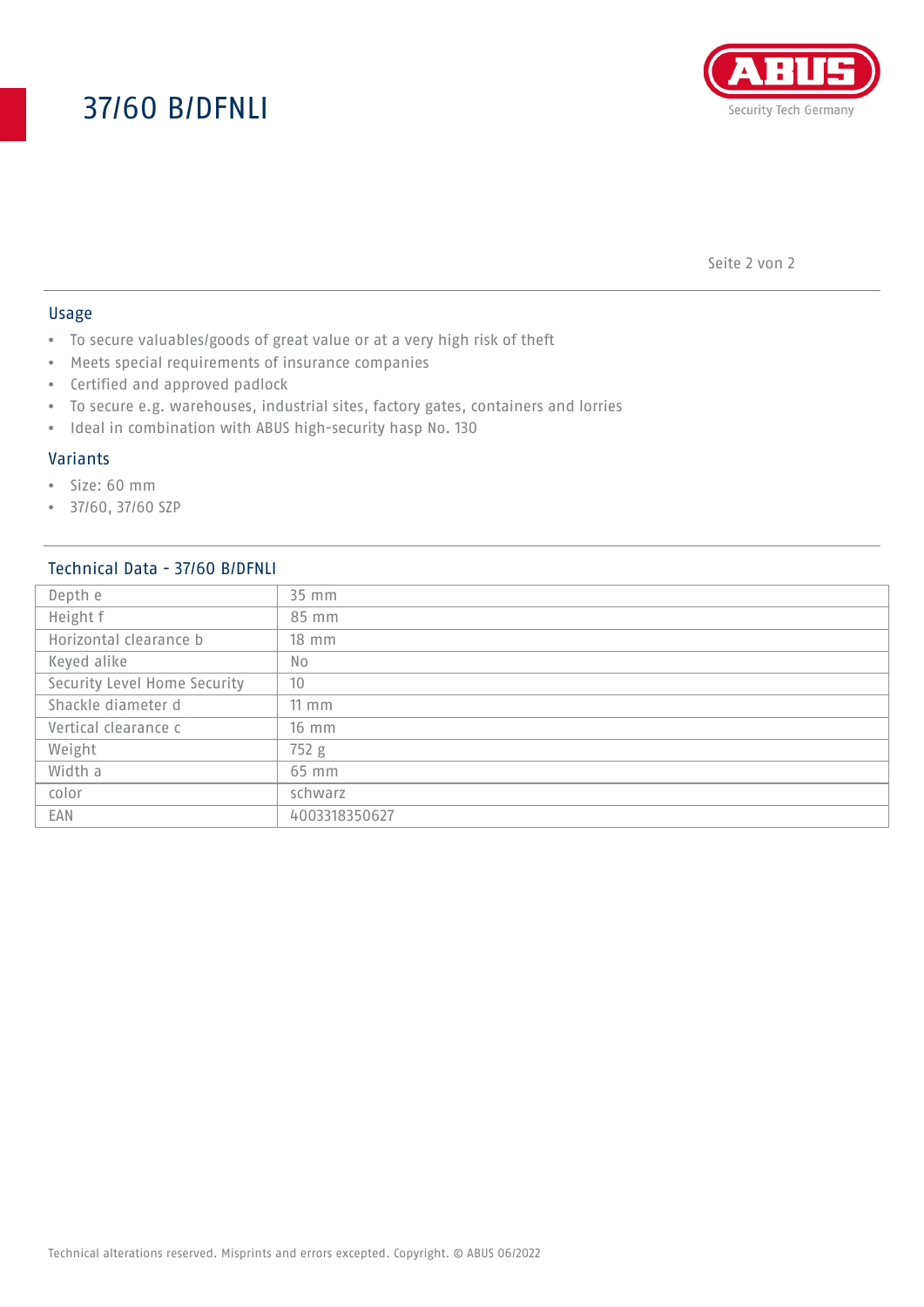# 37/60 B/DFNLI

## Usage

- To secure valuables/goods of great value or at a very high risk of theft
- Meets special requirements of insurance companies
- Certified and approved padlock
- To secure e.g. warehouses, industrial sites, factory gates, containers and lorries
- Ideal in combination with ABUS high-security hasp No. 130

## Variants

- Size: 60 mm
- 37/60, 37/60 SZP

## Technical Data - 37/60 B/DFNLI

| | |
|---|---|
| Depth e | 35 mm |
| Height f | 85 mm |
| Horizontal clearance b | 18 mm |
| Keyed alike | No |
| Security Level Home Security | 10 |
| Shackle diameter d | 11 mm |
| Vertical clearance c | 16 mm |
| Weight | 752 g |
| Width a | 65 mm |
| color | schwarz |
| EAN | 4003318350627 |

Technical alterations reserved. Misprints and errors excepted. Copyright. © ABUS 06/2022